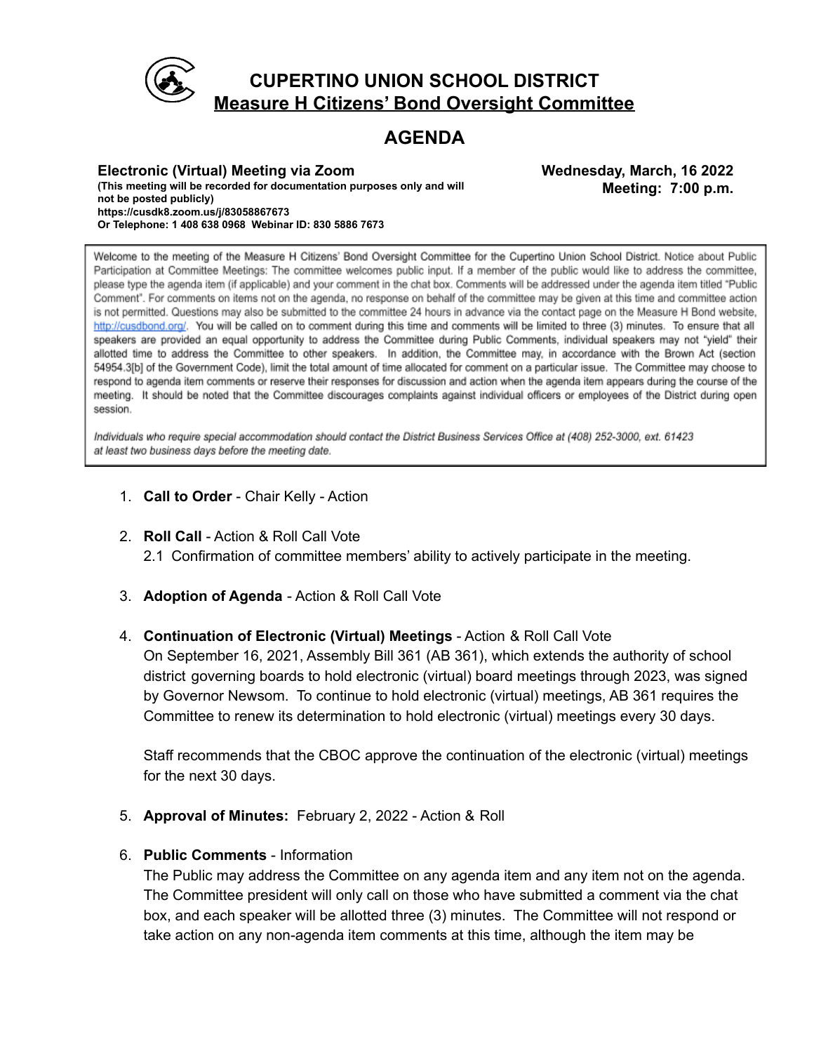# CUPERTINO UNION SCHOOL DISTRICT

## Measure H Citizens' Bond Oversight Committee

## AGENDA

**Electronic (Virtual) Meeting via Zoom**
**(This meeting will be recorded for documentation purposes only and will not be posted publicly)**
**https://cusdk8.zoom.us/j/83058867673**
**Or Telephone: 1 408 638 0968 Webinar ID: 830 5886 7673**

**Wednesday, March, 16 2022**
**Meeting: 7:00 p.m.**

Welcome to the meeting of the Measure H Citizens' Bond Oversight Committee for the Cupertino Union School District. Notice about Public Participation at Committee Meetings: The committee welcomes public input. If a member of the public would like to address the committee, please type the agenda item (if applicable) and your comment in the chat box. Comments will be addressed under the agenda item titled "Public Comment". For comments on items not on the agenda, no response on behalf of the committee may be given at this time and committee action is not permitted. Questions may also be submitted to the committee 24 hours in advance via the contact page on the Measure H Bond website, http://cusdbond.org/. You will be called on to comment during this time and comments will be limited to three (3) minutes. To ensure that all speakers are provided an equal opportunity to address the Committee during Public Comments, individual speakers may not "yield" their allotted time to address the Committee to other speakers. In addition, the Committee may, in accordance with the Brown Act (section 54954.3[b] of the Government Code), limit the total amount of time allocated for comment on a particular issue. The Committee may choose to respond to agenda item comments or reserve their responses for discussion and action when the agenda item appears during the course of the meeting. It should be noted that the Committee discourages complaints against individual officers or employees of the District during open session.

*Individuals who require special accommodation should contact the District Business Services Office at (408) 252-3000, ext. 61423 at least two business days before the meeting date.*

1. **Call to Order** - Chair Kelly - Action

2. **Roll Call** - Action & Roll Call Vote
   2.1 Confirmation of committee members' ability to actively participate in the meeting.

3. **Adoption of Agenda** - Action & Roll Call Vote

4. **Continuation of Electronic (Virtual) Meetings** - Action & Roll Call Vote
   On September 16, 2021, Assembly Bill 361 (AB 361), which extends the authority of school district governing boards to hold electronic (virtual) board meetings through 2023, was signed by Governor Newsom. To continue to hold electronic (virtual) meetings, AB 361 requires the Committee to renew its determination to hold electronic (virtual) meetings every 30 days.

   Staff recommends that the CBOC approve the continuation of the electronic (virtual) meetings for the next 30 days.

5. **Approval of Minutes:** February 2, 2022 - Action & Roll

6. **Public Comments** - Information
   The Public may address the Committee on any agenda item and any item not on the agenda. The Committee president will only call on those who have submitted a comment via the chat box, and each speaker will be allotted three (3) minutes. The Committee will not respond or take action on any non-agenda item comments at this time, although the item may be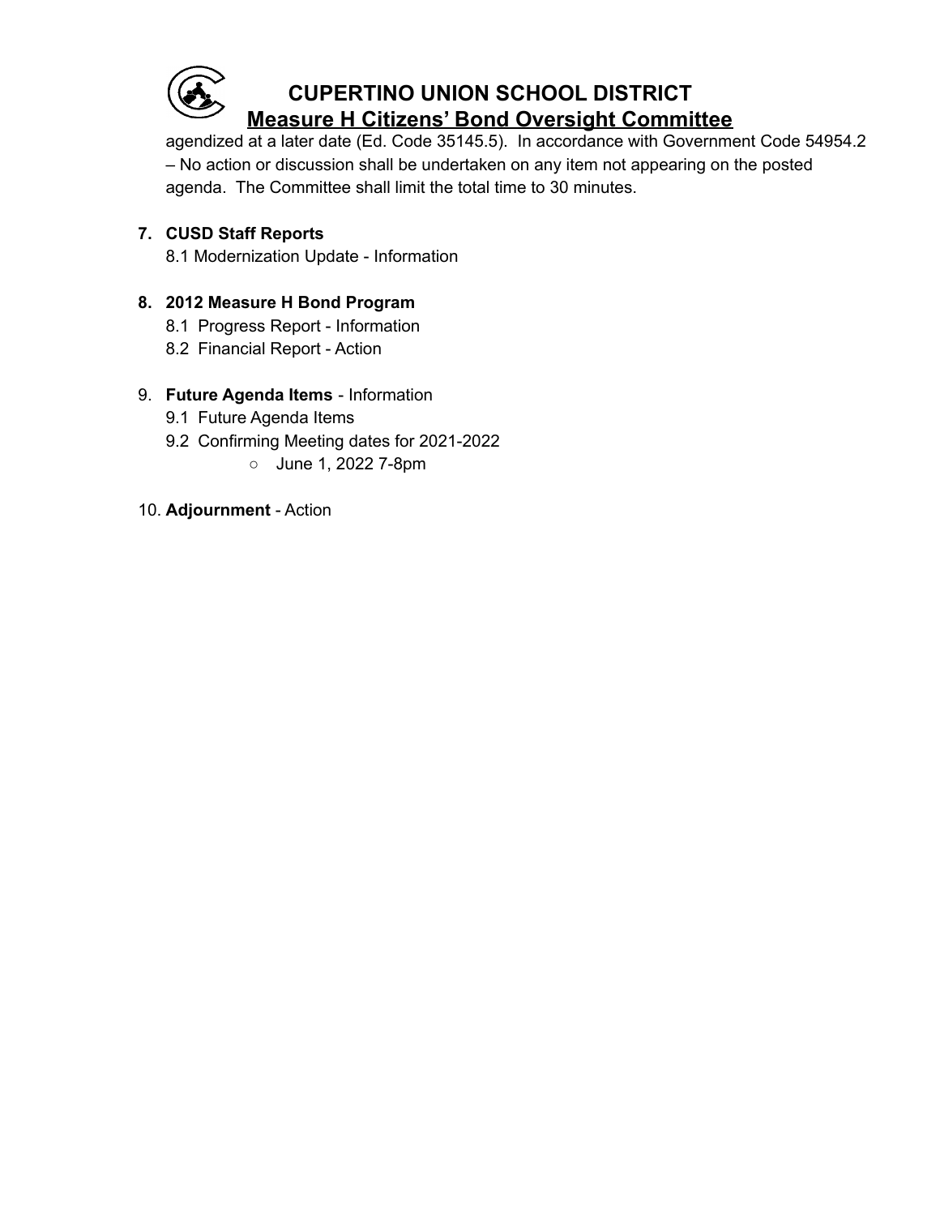agendized at a later date (Ed. Code 35145.5). In accordance with Government Code 54954.2 – No action or discussion shall be undertaken on any item not appearing on the posted agenda. The Committee shall limit the total time to 30 minutes.

7. **CUSD Staff Reports**
   8.1 Modernization Update - Information

8. **2012 Measure H Bond Program**
   8.1 Progress Report - Information
   8.2 Financial Report - Action

9. **Future Agenda Items** - Information
   9.1 Future Agenda Items
   9.2 Confirming Meeting dates for 2021-2022
      - June 1, 2022 7-8pm

10. **Adjournment** - Action